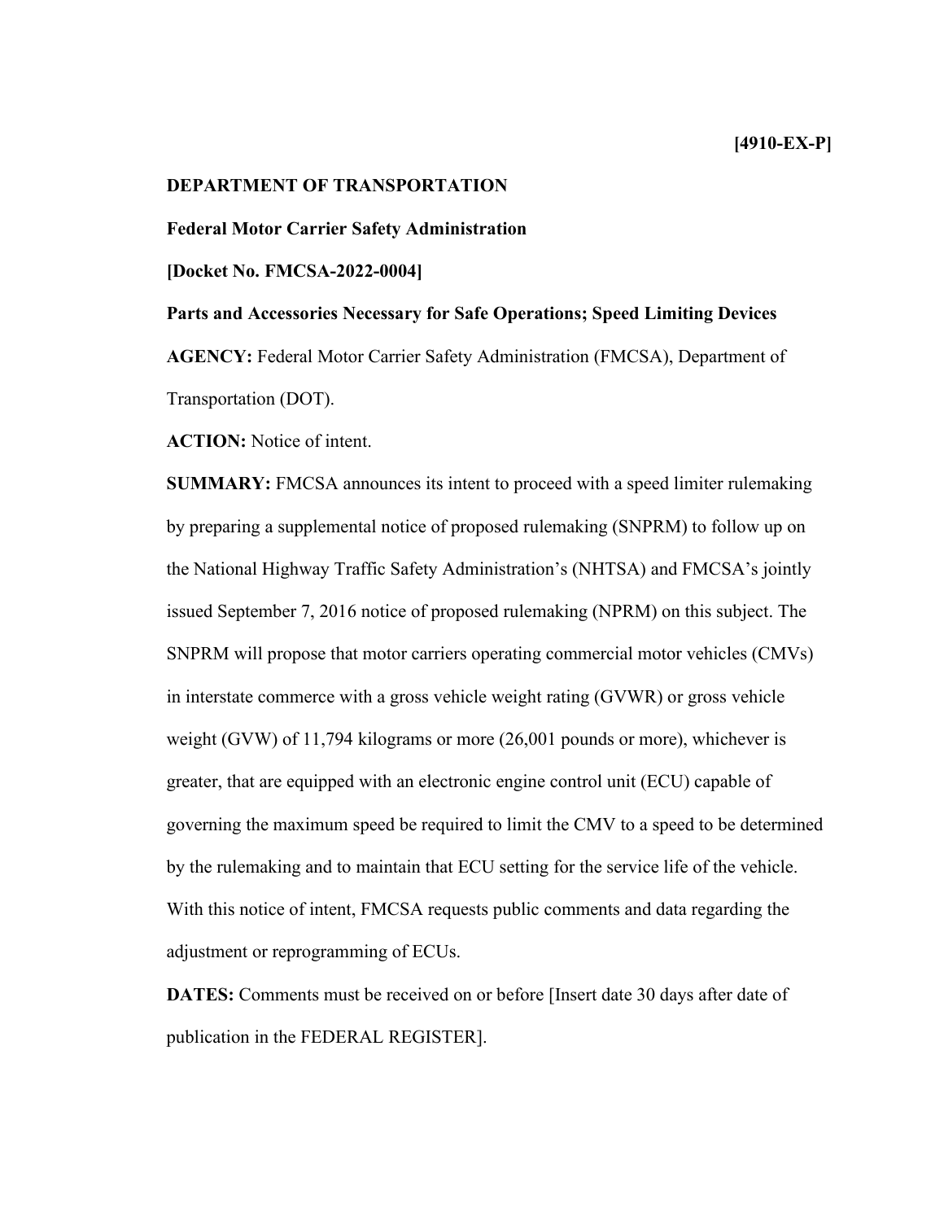**[4910-EX-P]**

**DEPARTMENT OF TRANSPORTATION**

**Federal Motor Carrier Safety Administration**

**[Docket No. FMCSA-2022-0004]**

**Parts and Accessories Necessary for Safe Operations; Speed Limiting Devices**

**AGENCY:** Federal Motor Carrier Safety Administration (FMCSA), Department of Transportation (DOT).

**ACTION:** Notice of intent.

**SUMMARY:** FMCSA announces its intent to proceed with a speed limiter rulemaking by preparing a supplemental notice of proposed rulemaking (SNPRM) to follow up on the National Highway Traffic Safety Administration's (NHTSA) and FMCSA's jointly issued September 7, 2016 notice of proposed rulemaking (NPRM) on this subject. The SNPRM will propose that motor carriers operating commercial motor vehicles (CMVs) in interstate commerce with a gross vehicle weight rating (GVWR) or gross vehicle weight (GVW) of 11,794 kilograms or more (26,001 pounds or more), whichever is greater, that are equipped with an electronic engine control unit (ECU) capable of governing the maximum speed be required to limit the CMV to a speed to be determined by the rulemaking and to maintain that ECU setting for the service life of the vehicle. With this notice of intent, FMCSA requests public comments and data regarding the adjustment or reprogramming of ECUs.

**DATES:** Comments must be received on or before [Insert date 30 days after date of publication in the FEDERAL REGISTER].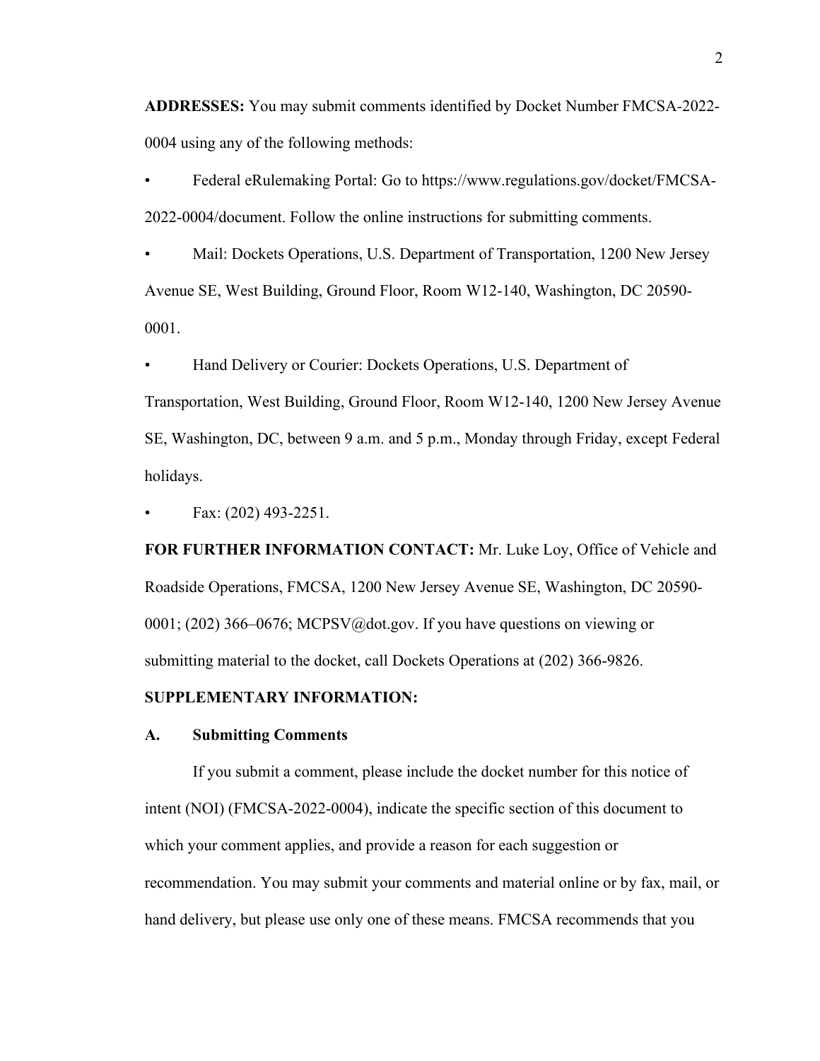**ADDRESSES:** You may submit comments identified by Docket Number FMCSA-2022-0004 using any of the following methods:

- Federal eRulemaking Portal: Go to https://www.regulations.gov/docket/FMCSA-2022-0004/document. Follow the online instructions for submitting comments.
- Mail: Dockets Operations, U.S. Department of Transportation, 1200 New Jersey Avenue SE, West Building, Ground Floor, Room W12-140, Washington, DC 20590-0001.
- Hand Delivery or Courier: Dockets Operations, U.S. Department of Transportation, West Building, Ground Floor, Room W12-140, 1200 New Jersey Avenue SE, Washington, DC, between 9 a.m. and 5 p.m., Monday through Friday, except Federal holidays.
- Fax: (202) 493-2251.

**FOR FURTHER INFORMATION CONTACT:** Mr. Luke Loy, Office of Vehicle and Roadside Operations, FMCSA, 1200 New Jersey Avenue SE, Washington, DC 20590-0001; (202) 366–0676; MCPSV@dot.gov. If you have questions on viewing or submitting material to the docket, call Dockets Operations at (202) 366-9826.

**SUPPLEMENTARY INFORMATION:**

## A. Submitting Comments

If you submit a comment, please include the docket number for this notice of intent (NOI) (FMCSA-2022-0004), indicate the specific section of this document to which your comment applies, and provide a reason for each suggestion or recommendation. You may submit your comments and material online or by fax, mail, or hand delivery, but please use only one of these means. FMCSA recommends that you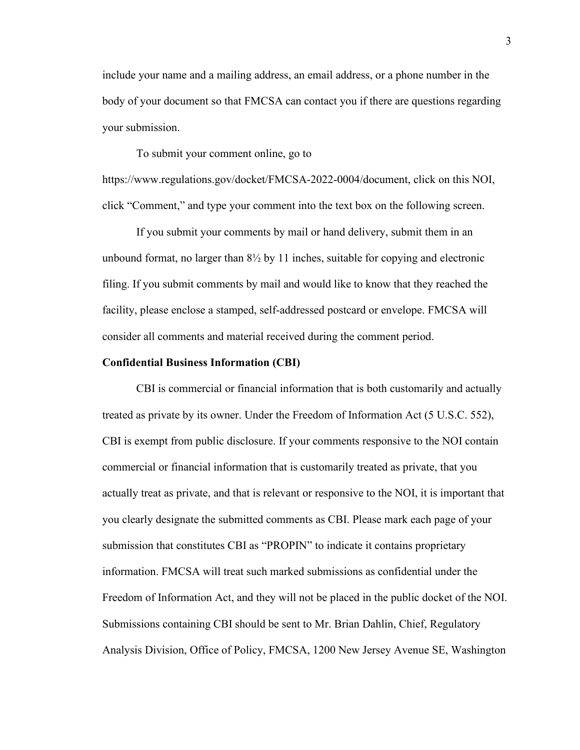include your name and a mailing address, an email address, or a phone number in the body of your document so that FMCSA can contact you if there are questions regarding your submission.

To submit your comment online, go to https://www.regulations.gov/docket/FMCSA-2022-0004/document, click on this NOI, click "Comment," and type your comment into the text box on the following screen.

If you submit your comments by mail or hand delivery, submit them in an unbound format, no larger than 8½ by 11 inches, suitable for copying and electronic filing. If you submit comments by mail and would like to know that they reached the facility, please enclose a stamped, self-addressed postcard or envelope. FMCSA will consider all comments and material received during the comment period.

**Confidential Business Information (CBI)**

CBI is commercial or financial information that is both customarily and actually treated as private by its owner. Under the Freedom of Information Act (5 U.S.C. 552), CBI is exempt from public disclosure. If your comments responsive to the NOI contain commercial or financial information that is customarily treated as private, that you actually treat as private, and that is relevant or responsive to the NOI, it is important that you clearly designate the submitted comments as CBI. Please mark each page of your submission that constitutes CBI as "PROPIN" to indicate it contains proprietary information. FMCSA will treat such marked submissions as confidential under the Freedom of Information Act, and they will not be placed in the public docket of the NOI. Submissions containing CBI should be sent to Mr. Brian Dahlin, Chief, Regulatory Analysis Division, Office of Policy, FMCSA, 1200 New Jersey Avenue SE, Washington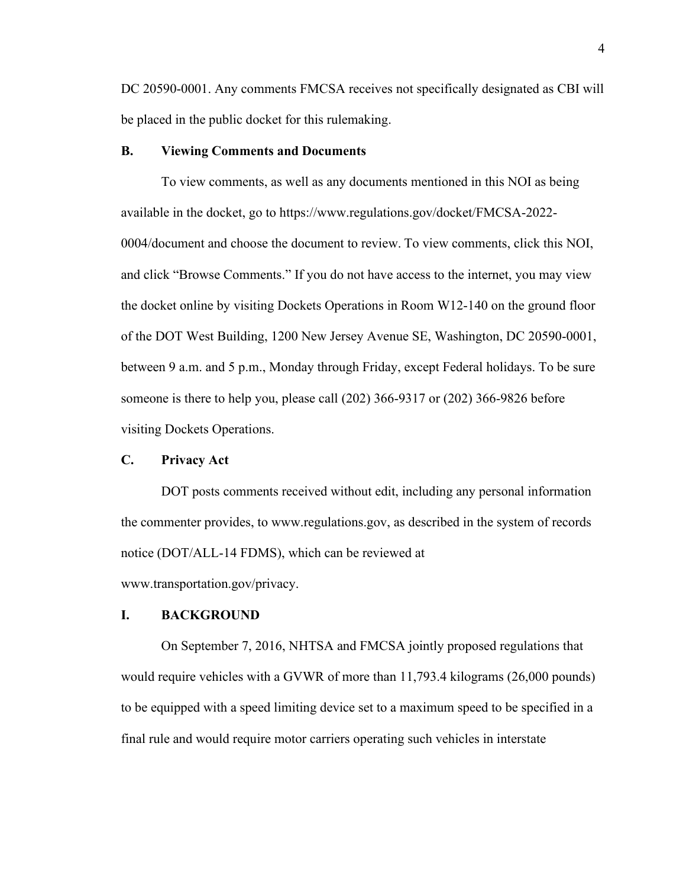DC 20590-0001. Any comments FMCSA receives not specifically designated as CBI will be placed in the public docket for this rulemaking.

### B. Viewing Comments and Documents

To view comments, as well as any documents mentioned in this NOI as being available in the docket, go to https://www.regulations.gov/docket/FMCSA-2022-0004/document and choose the document to review. To view comments, click this NOI, and click "Browse Comments." If you do not have access to the internet, you may view the docket online by visiting Dockets Operations in Room W12-140 on the ground floor of the DOT West Building, 1200 New Jersey Avenue SE, Washington, DC 20590-0001, between 9 a.m. and 5 p.m., Monday through Friday, except Federal holidays. To be sure someone is there to help you, please call (202) 366-9317 or (202) 366-9826 before visiting Dockets Operations.

### C. Privacy Act

DOT posts comments received without edit, including any personal information the commenter provides, to www.regulations.gov, as described in the system of records notice (DOT/ALL-14 FDMS), which can be reviewed at www.transportation.gov/privacy.

## I. BACKGROUND

On September 7, 2016, NHTSA and FMCSA jointly proposed regulations that would require vehicles with a GVWR of more than 11,793.4 kilograms (26,000 pounds) to be equipped with a speed limiting device set to a maximum speed to be specified in a final rule and would require motor carriers operating such vehicles in interstate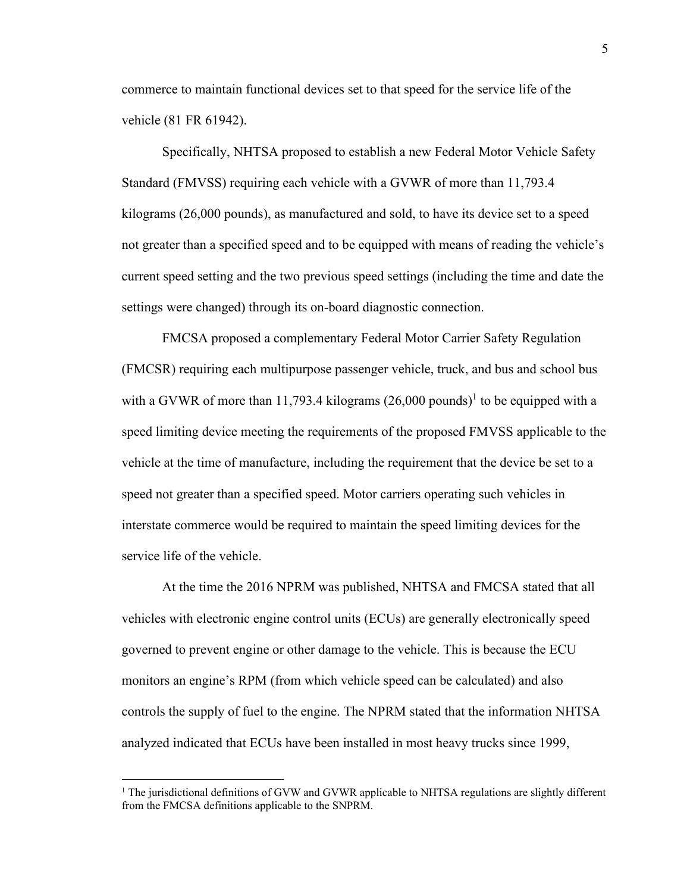commerce to maintain functional devices set to that speed for the service life of the vehicle (81 FR 61942).

Specifically, NHTSA proposed to establish a new Federal Motor Vehicle Safety Standard (FMVSS) requiring each vehicle with a GVWR of more than 11,793.4 kilograms (26,000 pounds), as manufactured and sold, to have its device set to a speed not greater than a specified speed and to be equipped with means of reading the vehicle's current speed setting and the two previous speed settings (including the time and date the settings were changed) through its on-board diagnostic connection.

FMCSA proposed a complementary Federal Motor Carrier Safety Regulation (FMCSR) requiring each multipurpose passenger vehicle, truck, and bus and school bus with a GVWR of more than 11,793.4 kilograms (26,000 pounds)[1] to be equipped with a speed limiting device meeting the requirements of the proposed FMVSS applicable to the vehicle at the time of manufacture, including the requirement that the device be set to a speed not greater than a specified speed. Motor carriers operating such vehicles in interstate commerce would be required to maintain the speed limiting devices for the service life of the vehicle.

At the time the 2016 NPRM was published, NHTSA and FMCSA stated that all vehicles with electronic engine control units (ECUs) are generally electronically speed governed to prevent engine or other damage to the vehicle. This is because the ECU monitors an engine's RPM (from which vehicle speed can be calculated) and also controls the supply of fuel to the engine. The NPRM stated that the information NHTSA analyzed indicated that ECUs have been installed in most heavy trucks since 1999,

[1] The jurisdictional definitions of GVW and GVWR applicable to NHTSA regulations are slightly different from the FMCSA definitions applicable to the SNPRM.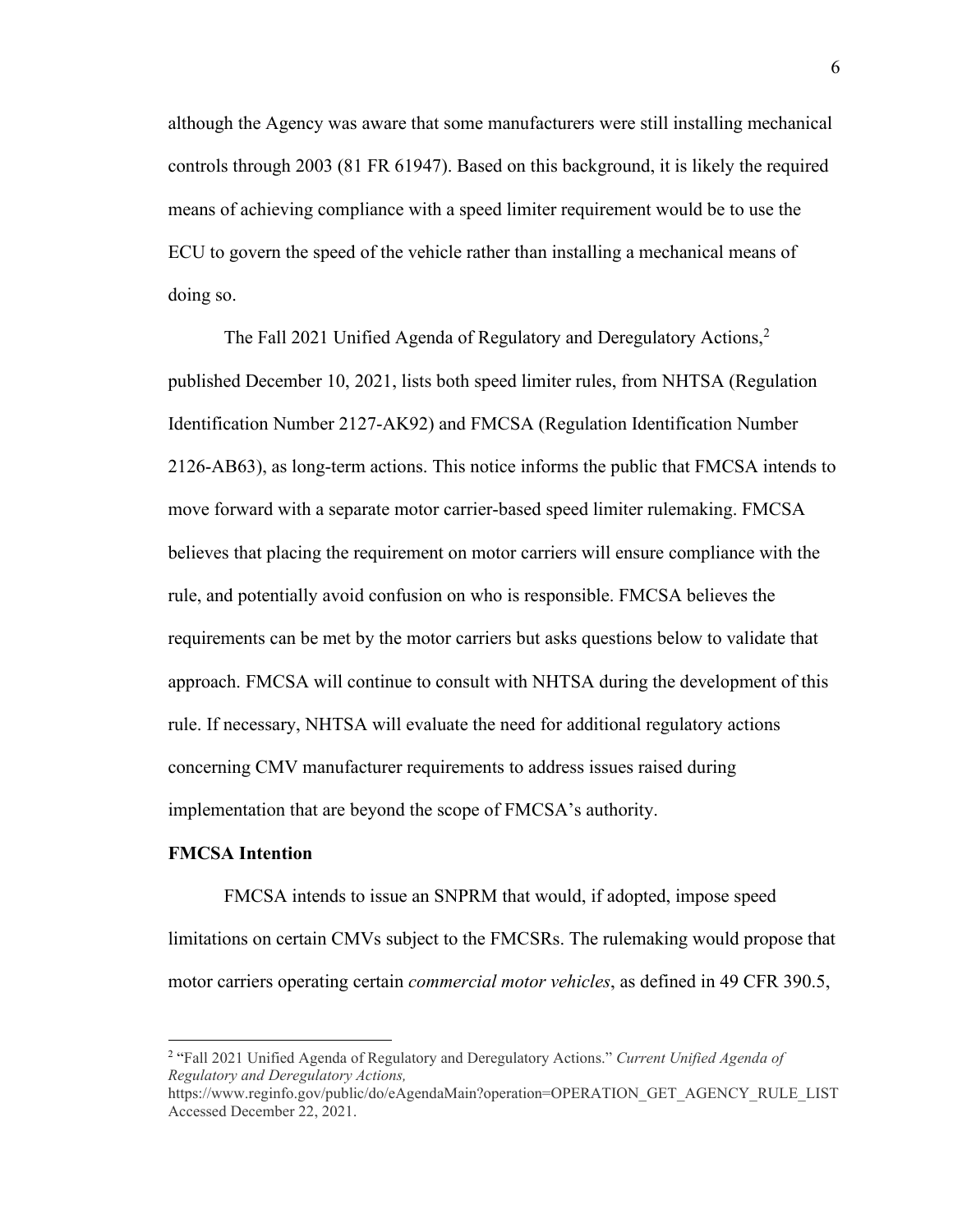although the Agency was aware that some manufacturers were still installing mechanical controls through 2003 (81 FR 61947). Based on this background, it is likely the required means of achieving compliance with a speed limiter requirement would be to use the ECU to govern the speed of the vehicle rather than installing a mechanical means of doing so.

The Fall 2021 Unified Agenda of Regulatory and Deregulatory Actions,[2] published December 10, 2021, lists both speed limiter rules, from NHTSA (Regulation Identification Number 2127-AK92) and FMCSA (Regulation Identification Number 2126-AB63), as long-term actions. This notice informs the public that FMCSA intends to move forward with a separate motor carrier-based speed limiter rulemaking. FMCSA believes that placing the requirement on motor carriers will ensure compliance with the rule, and potentially avoid confusion on who is responsible. FMCSA believes the requirements can be met by the motor carriers but asks questions below to validate that approach. FMCSA will continue to consult with NHTSA during the development of this rule. If necessary, NHTSA will evaluate the need for additional regulatory actions concerning CMV manufacturer requirements to address issues raised during implementation that are beyond the scope of FMCSA's authority.

**FMCSA Intention**

FMCSA intends to issue an SNPRM that would, if adopted, impose speed limitations on certain CMVs subject to the FMCSRs. The rulemaking would propose that motor carriers operating certain *commercial motor vehicles*, as defined in 49 CFR 390.5,

---

[2] "Fall 2021 Unified Agenda of Regulatory and Deregulatory Actions." *Current Unified Agenda of Regulatory and Deregulatory Actions,* https://www.reginfo.gov/public/do/eAgendaMain?operation=OPERATION_GET_AGENCY_RULE_LIST Accessed December 22, 2021.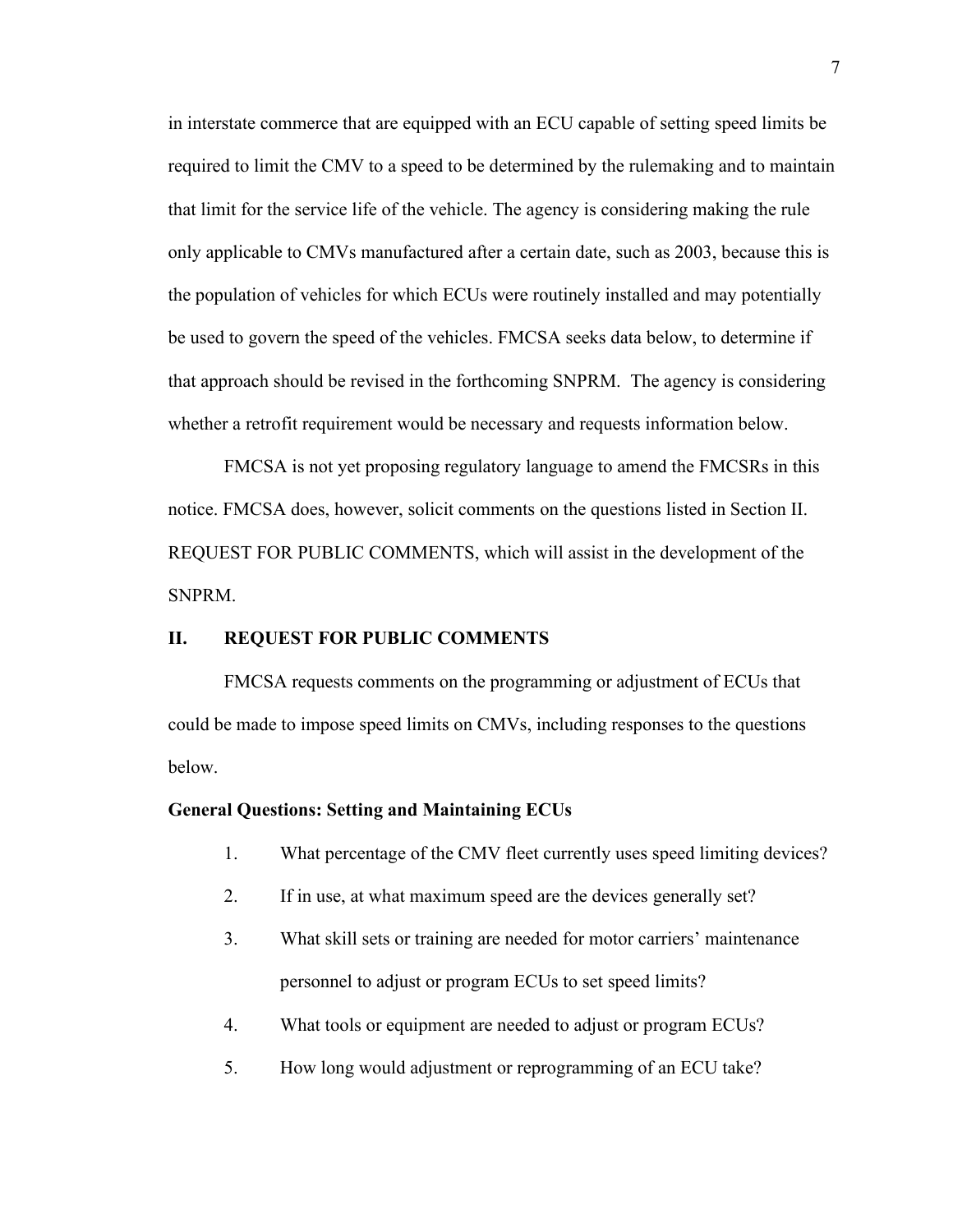in interstate commerce that are equipped with an ECU capable of setting speed limits be required to limit the CMV to a speed to be determined by the rulemaking and to maintain that limit for the service life of the vehicle. The agency is considering making the rule only applicable to CMVs manufactured after a certain date, such as 2003, because this is the population of vehicles for which ECUs were routinely installed and may potentially be used to govern the speed of the vehicles. FMCSA seeks data below, to determine if that approach should be revised in the forthcoming SNPRM. The agency is considering whether a retrofit requirement would be necessary and requests information below.

FMCSA is not yet proposing regulatory language to amend the FMCSRs in this notice. FMCSA does, however, solicit comments on the questions listed in Section II. REQUEST FOR PUBLIC COMMENTS, which will assist in the development of the SNPRM.

## II. REQUEST FOR PUBLIC COMMENTS

FMCSA requests comments on the programming or adjustment of ECUs that could be made to impose speed limits on CMVs, including responses to the questions below.

### General Questions: Setting and Maintaining ECUs

1. What percentage of the CMV fleet currently uses speed limiting devices?
2. If in use, at what maximum speed are the devices generally set?
3. What skill sets or training are needed for motor carriers' maintenance personnel to adjust or program ECUs to set speed limits?
4. What tools or equipment are needed to adjust or program ECUs?
5. How long would adjustment or reprogramming of an ECU take?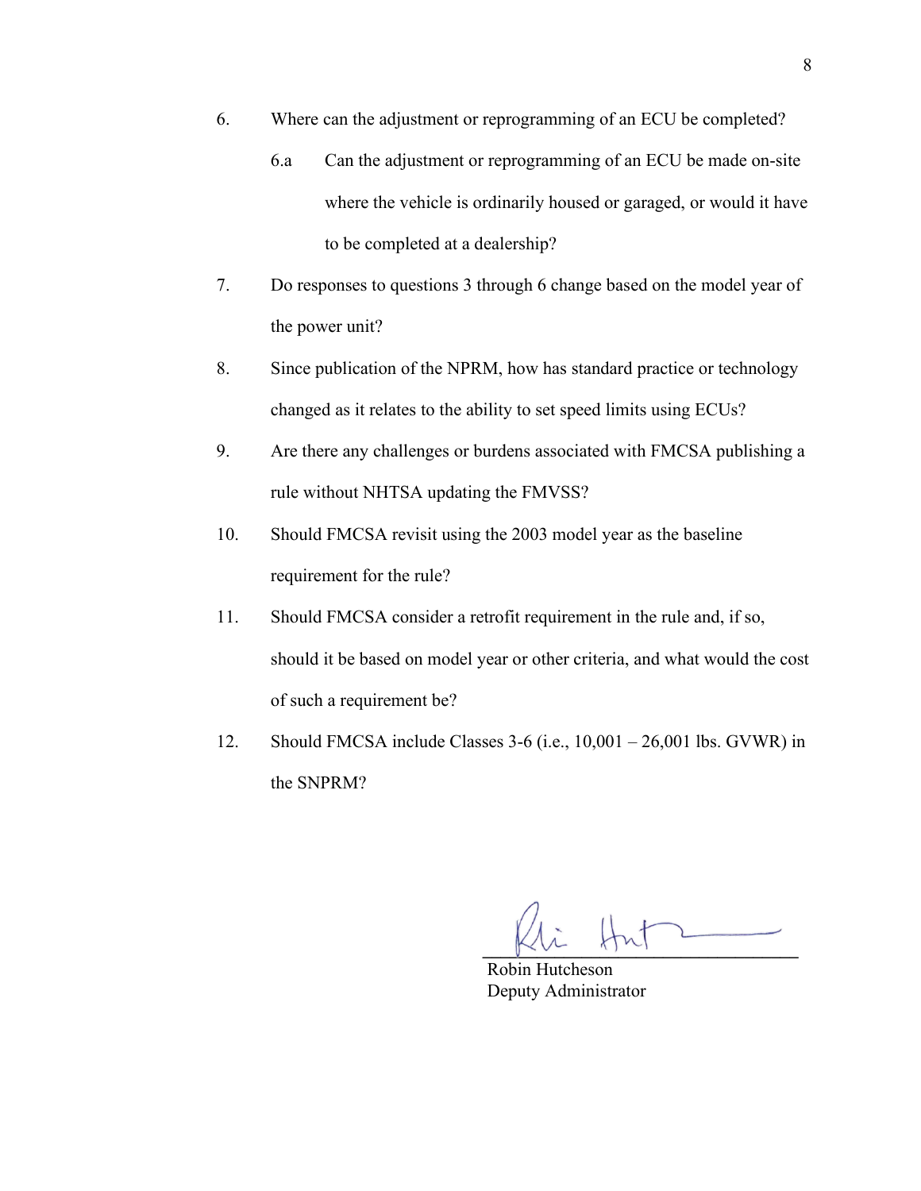6. Where can the adjustment or reprogramming of an ECU be completed?

   6.a Can the adjustment or reprogramming of an ECU be made on-site where the vehicle is ordinarily housed or garaged, or would it have to be completed at a dealership?

7. Do responses to questions 3 through 6 change based on the model year of the power unit?

8. Since publication of the NPRM, how has standard practice or technology changed as it relates to the ability to set speed limits using ECUs?

9. Are there any challenges or burdens associated with FMCSA publishing a rule without NHTSA updating the FMVSS?

10. Should FMCSA revisit using the 2003 model year as the baseline requirement for the rule?

11. Should FMCSA consider a retrofit requirement in the rule and, if so, should it be based on model year or other criteria, and what would the cost of such a requirement be?

12. Should FMCSA include Classes 3-6 (i.e., 10,001 – 26,001 lbs. GVWR) in the SNPRM?

Robin Hutcheson
Deputy Administrator